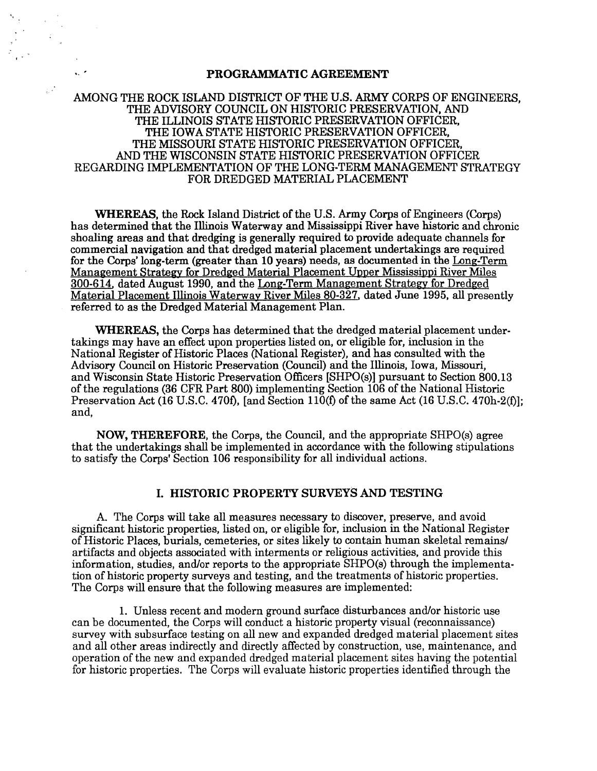# PROGRAMMATIC AGREEMENT

## AMONG THE ROCK ISLAND DISTRICT OF THE U.S. ARMY CORPS OF ENGINEERS, THE ADVISORY COUNCIL ON HISTORIC PRESERVATION, AND THE ILLINOIS STATE HISTORIC PRESERVATION OFFICER, THE IOWA STATE HISTORIC PRESERVATION OFFICER, THE MISSOURI STATE HISTORIC PRESERVATION OFFICER, AND THE WISCONSIN STATE HISTORIC PRESERVATION OFFICER REGARDING IMPLEMENTATION OF THE LONG-TERM MANAGEMENT STRATEGY FOR DREDGED MATERIAL PLACEMENT

**WHEREAS,** the Rock Island District of the U.S. Army Corps of Engineers (Corps) has determined that the Illinois Waterway and Mississippi River have historic and chronic shoaling areas and that dredging is generally required to provide adequate channels for commercial navigation and that dredged material placement undertakings are required for the Corps' long-term (greater than 10 years) needs, as documented in the Long-Term Management Strategy for Dredged Material Placement Upper Mississippi River Miles 300-614, dated August 1990, and the Long-Term Management Strategy for Dredged Material Placement Illinois Waterway River Miles 80-327, dated June 1995, all presently referred to as the Dredged Material Management Plan.

**WHEREAS,** the Corps has determined that the dredged material placement undertakings may have an effect upon properties listed on, or eligible for, inclusion in the National Register of Historic Places (National Register), and has consulted with the Advisory Council on Historic Preservation (Council) and the Illinois, Iowa, Missouri, and Wisconsin State Historic Preservation Officers [SHPO(s)] pursuant to Section 800.13 of the regulations (36 CFR Part 800) implementing Section 106 of the National Historic Preservation Act (16 U.S.C. 470f), [and Section 110(f) of the same Act (16 U.S.C. 470h-2(f)]; and,

**NOW, THEREFORE,** the Corps, the Council, and the appropriate SHPO(s) agree that the undertakings shall be implemented in accordance with the following stipulations to satisfy the Corps' Section 106 responsibility for all individual actions.

## I. HISTORIC PROPERTY SURVEYS AND TESTING

A. The Corps will take all measures necessary to discover, preserve, and avoid significant historic properties, listed on, or eligible for, inclusion in the National Register of Historic Places, burials, cemeteries, or sites likely to contain human skeletal remains/ artifacts and objects associated with interments or religious activities, and provide this information, studies, and/or reports to the appropriate SHPO(s) through the implementation of historic property surveys and testing, and the treatments of historic properties. The Corps will ensure that the following measures are implemented:

1. Unless recent and modern ground surface disturbances and/or historic use can be documented, the Corps will conduct a historic property visual (reconnaissance) survey with subsurface testing on all new and expanded dredged material placement sites and all other areas indirectly and directly affected by construction, use, maintenance, and operation of the new and expanded dredged material placement sites having the potential for historic properties. The Corps will evaluate historic properties identified through the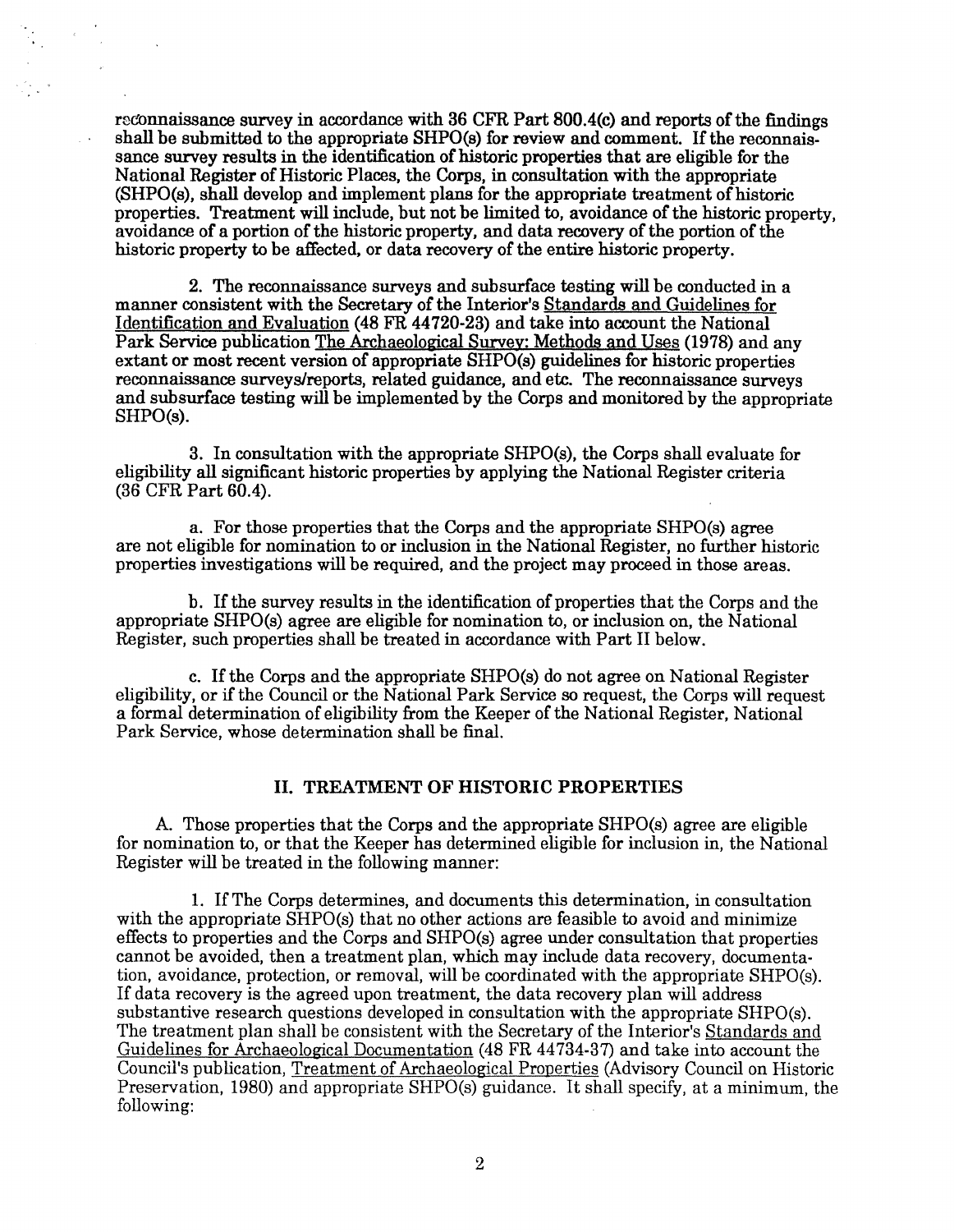reconnaissance survey in accordance with 36 CFR Part 800.4(c) and reports of the findings shall be submitted to the appropriate SHPO(s) for review and comment. If the reconnaissance survey results in the identification of historic properties that are eligible for the National Register of Historic Places, the Corps, in consultation with the appropriate (SHPO(s), shall develop and implement plans for the appropriate treatment of historic properties. Treatment will include, but not be limited to, avoidance of the historic property, avoidance of a portion of the historic property, and data recovery of the portion of the historic property to be affected, or data recovery of the entire historic property.

2. The reconnaissance surveys and subsurface testing will be conducted in a manner consistent with the Secretary of the Interior's Standards and Guidelines for Identification and Evaluation (48 FR 44720-23) and take into account the National Park Service publication The Archaeological Survey: Methods and Uses (1978) and any extant or most recent version of appropriate SHPO(s) guidelines for historic properties reconnaissance surveys/reports, related guidance, and etc. The reconnaissance surveys and subsurface testing will be implemented by the Corps and monitored by the appropriate SHPO(s).

3. In consultation with the appropriate SHPO(s), the Corps shall evaluate for eligibility all significant historic properties by applying the National Register criteria (36 CFR Part 60.4).

a. For those properties that the Corps and the appropriate SHPO(s) agree are not eligible for nomination to or inclusion in the National Register, no further historic properties investigations will be required, and the project may proceed in those areas.

b. If the survey results in the identification of properties that the Corps and the appropriate SHPO(s) agree are eligible for nomination to, or inclusion on, the National Register, such properties shall be treated in accordance with Part II below.

c. If the Corps and the appropriate SHPO(s) do not agree on National Register eligibility, or if the Council or the National Park Service so request, the Corps will request a formal determination of eligibility from the Keeper of the National Register, National Park Service, whose determination shall be final.

## II. TREATMENT OF HISTORIC PROPERTIES

A. Those properties that the Corps and the appropriate SHPO(s) agree are eligible for nomination to, or that the Keeper has determined eligible for inclusion in, the National Register will be treated in the following manner:

1. If The Corps determines, and documents this determination, in consultation with the appropriate SHPO(s) that no other actions are feasible to avoid and minimize effects to properties and the Corps and SHPO(s) agree under consultation that properties cannot be avoided, then a treatment plan, which may include data recovery, documentation, avoidance, protection, or removal, will be coordinated with the appropriate SHPO(s). If data recovery is the agreed upon treatment, the data recovery plan will address substantive research questions developed in consultation with the appropriate SHPO(s). The treatment plan shall be consistent with the Secretary of the Interior's Standards and Guidelines for Archaeological Documentation (48 FR 44734-37) and take into account the Council's publication, Treatment of Archaeological Properties (Advisory Council on Historic Preservation, 1980) and appropriate SHPO(s) guidance. It shall specify, at a minimum, the following: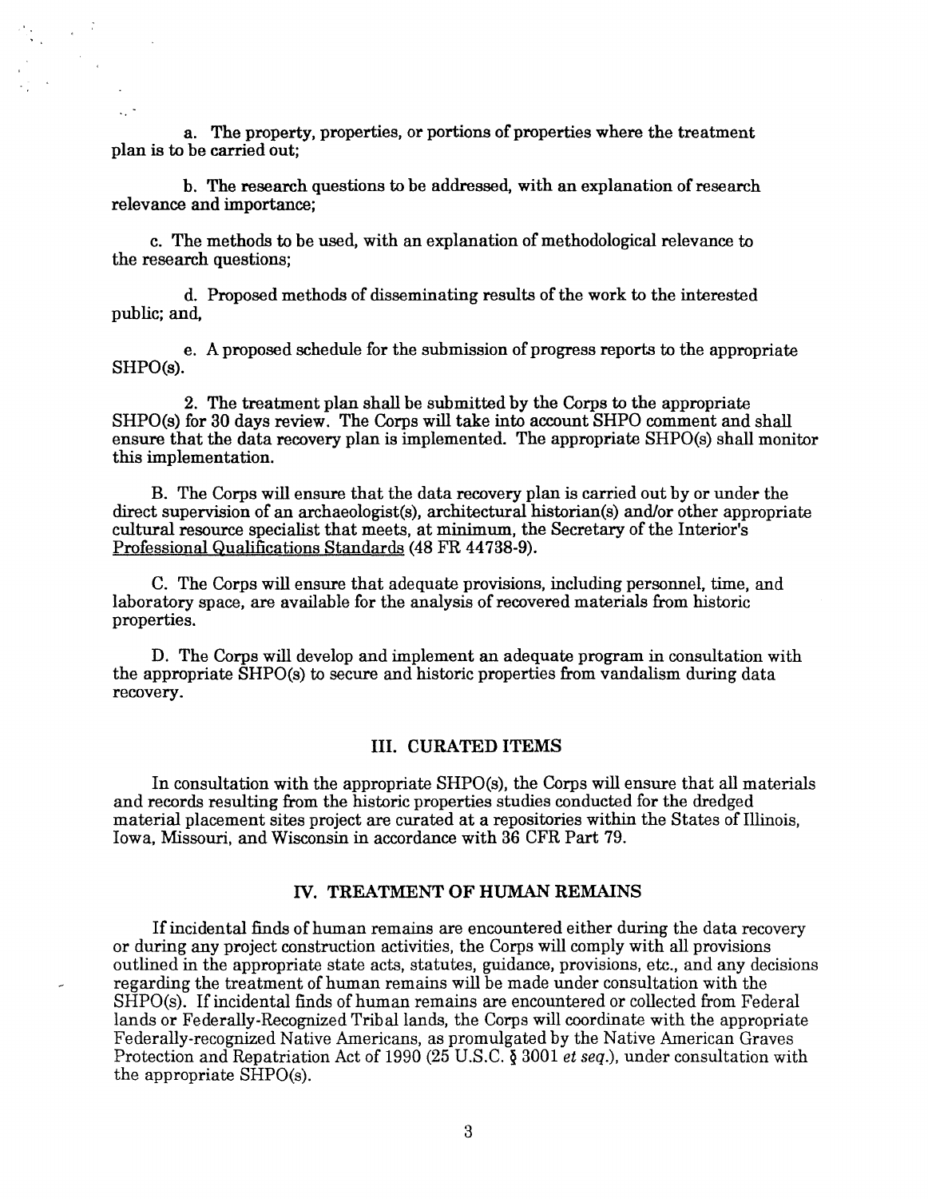a. The property, properties, or portions of properties where the treatment plan is to be carried out;

b. The research questions to be addressed, with an explanation of research relevance and importance;

c. The methods to be used, with an explanation of methodological relevance to the research questions;

d. Proposed methods of disseminating results of the work to the interested public; and,

e. A proposed schedule for the submission of progress reports to the appropriate SHPO(s).

2. The treatment plan shall be submitted by the Corps to the appropriate SHPO(s) for 30 days review. The Corps will take into account SHPO comment and shall ensure that the data recovery plan is implemented. The appropriate SHPO(s) shall monitor this implementation.

B. The Corps will ensure that the data recovery plan is carried out by or under the direct supervision of an archaeologist(s), architectural historian(s) and/or other appropriate cultural resource specialist that meets, at minimum, the Secretary of the Interior's Professional Qualifications Standards (48 FR 44738-9).

C. The Corps will ensure that adequate provisions, including personnel, time, and laboratory space, are available for the analysis of recovered materials from historic properties.

D. The Corps will develop and implement an adequate program in consultation with the appropriate SHPO(s) to secure and historic properties from vandalism during data recovery.

## III. CURATED ITEMS

In consultation with the appropriate SHPO(s), the Corps will ensure that all materials and records resulting from the historic properties studies conducted for the dredged material placement sites project are curated at a repositories within the States of Illinois, Iowa, Missouri, and Wisconsin in accordance with 36 CFR Part 79.

## IV. TREATMENT OF HUMAN REMAINS

If incidental finds of human remains are encountered either during the data recovery or during any project construction activities, the Corps will comply with all provisions outlined in the appropriate state acts, statutes, guidance, provisions, etc., and any decisions regarding the treatment of human remains will be made under consultation with the SHPO(s). If incidental finds of human remains are encountered or collected from Federal lands or Federally-Recognized Tribal lands, the Corps will coordinate with the appropriate Federally-recognized Native Americans, as promulgated by the Native American Graves Protection and Repatriation Act of 1990 (25 U.S.C. § 3001 *et seq.*), under consultation with the appropriate SHPO(s).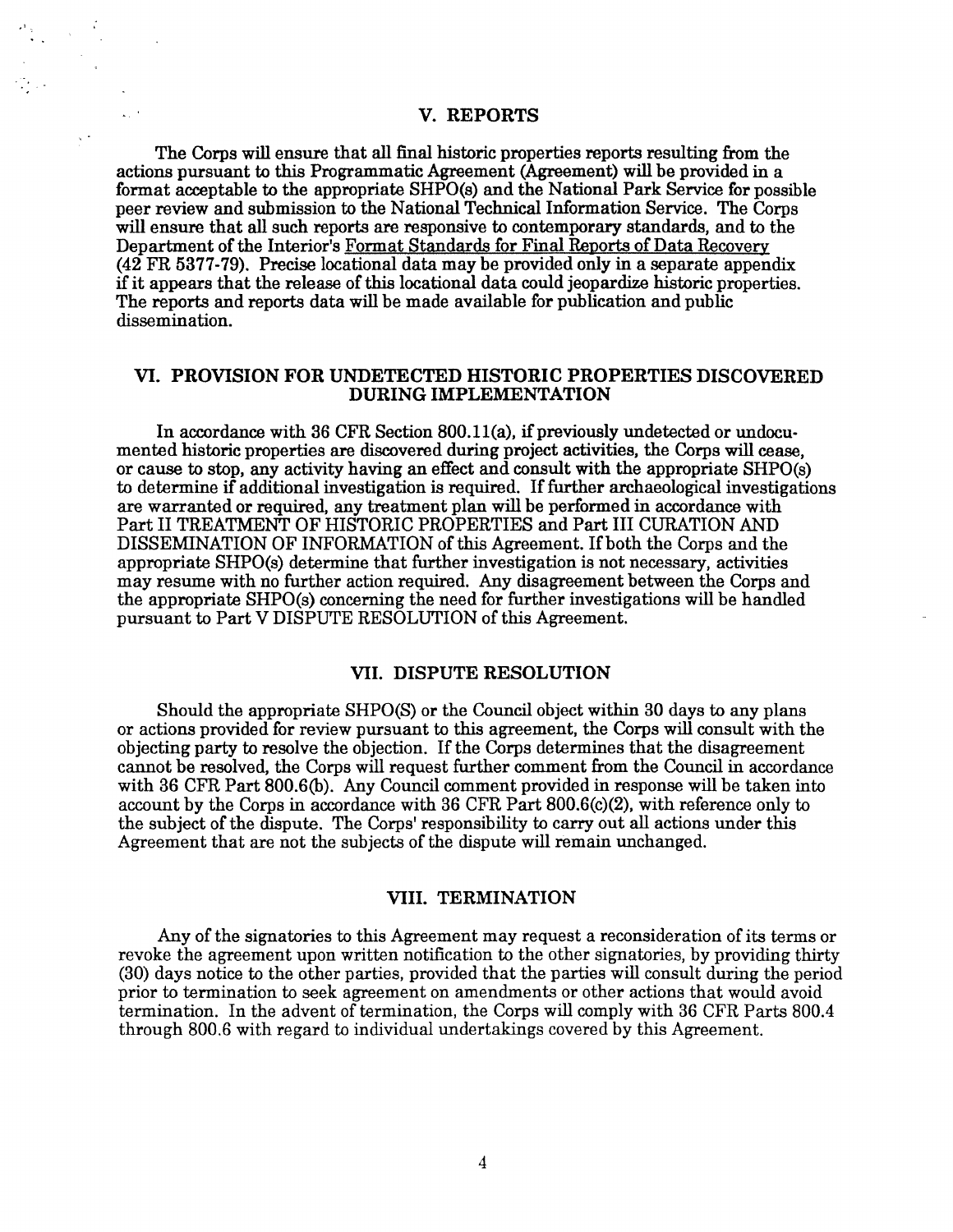## V. REPORTS

The Corps will ensure that all final historic properties reports resulting from the actions pursuant to this Programmatic Agreement (Agreement) will be provided in a format acceptable to the appropriate SHPO(s) and the National Park Service for possible peer review and submission to the National Technical Information Service. The Corps will ensure that all such reports are responsive to contemporary standards, and to the Department of the Interior's Format Standards for Final Reports of Data Recovery (42 FR 5377-79). Precise locational data may be provided only in a separate appendix if it appears that the release of this locational data could jeopardize historic properties. The reports and reports data will be made available for publication and public dissemination.

## VI. PROVISION FOR UNDETECTED HISTORIC PROPERTIES DISCOVERED DURING IMPLEMENTATION

In accordance with 36 CFR Section 800.11(a), if previously undetected or undocumented historic properties are discovered during project activities, the Corps will cease, or cause to stop, any activity having an effect and consult with the appropriate SHPO(s) to determine if additional investigation is required. If further archaeological investigations are warranted or required, any treatment plan will be performed in accordance with Part II TREATMENT OF HISTORIC PROPERTIES and Part III CURATION AND DISSEMINATION OF INFORMATION of this Agreement. If both the Corps and the appropriate SHPO(s) determine that further investigation is not necessary, activities may resume with no further action required. Any disagreement between the Corps and the appropriate SHPO(s) concerning the need for further investigations will be handled pursuant to Part V DISPUTE RESOLUTION of this Agreement.

## VII. DISPUTE RESOLUTION

Should the appropriate SHPO(S) or the Council object within 30 days to any plans or actions provided for review pursuant to this agreement, the Corps will consult with the objecting party to resolve the objection. If the Corps determines that the disagreement cannot be resolved, the Corps will request further comment from the Council in accordance with 36 CFR Part 800.6(b). Any Council comment provided in response will be taken into account by the Corps in accordance with 36 CFR Part 800.6(c)(2), with reference only to the subject of the dispute. The Corps' responsibility to carry out all actions under this Agreement that are not the subjects of the dispute will remain unchanged.

## VIII. TERMINATION

Any of the signatories to this Agreement may request a reconsideration of its terms or revoke the agreement upon written notification to the other signatories, by providing thirty (30) days notice to the other parties, provided that the parties will consult during the period prior to termination to seek agreement on amendments or other actions that would avoid termination. In the advent of termination, the Corps will comply with 36 CFR Parts 800.4 through 800.6 with regard to individual undertakings covered by this Agreement.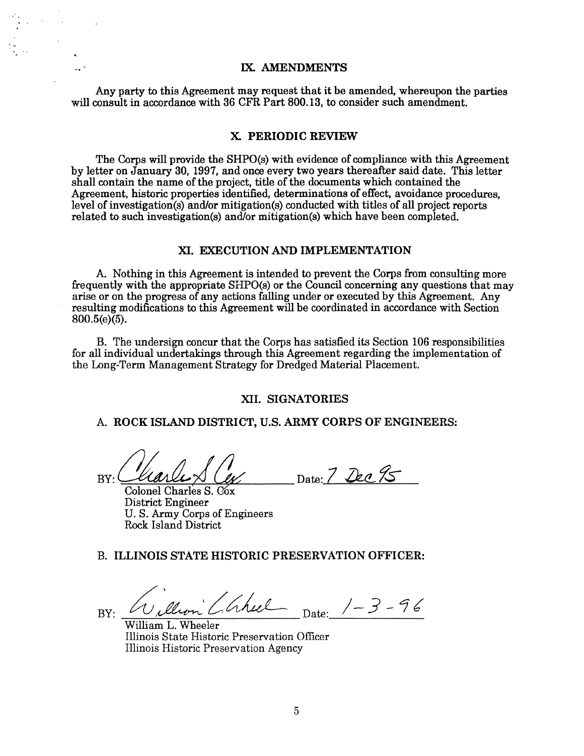## IX. AMENDMENTS

Any party to this Agreement may request that it be amended, whereupon the parties will consult in accordance with 36 CFR Part 800.13, to consider such amendment.

## X. PERIODIC REVIEW

The Corps will provide the SHPO(s) with evidence of compliance with this Agreement by letter on January 30, 1997, and once every two years thereafter said date. This letter shall contain the name of the project, title of the documents which contained the Agreement, historic properties identified, determinations of effect, avoidance procedures, level of investigation(s) and/or mitigation(s) conducted with titles of all project reports related to such investigation(s) and/or mitigation(s) which have been completed.

## XI. EXECUTION AND IMPLEMENTATION

A. Nothing in this Agreement is intended to prevent the Corps from consulting more frequently with the appropriate SHPO(s) or the Council concerning any questions that may arise or on the progress of any actions falling under or executed by this Agreement. Any resulting modifications to this Agreement will be coordinated in accordance with Section 800.5(e)(5).

B. The undersign concur that the Corps has satisfied its Section 106 responsibilities for all individual undertakings through this Agreement regarding the implementation of the Long-Term Management Strategy for Dredged Material Placement.

## XII. SIGNATORIES

A. **ROCK ISLAND DISTRICT, U.S. ARMY CORPS OF ENGINEERS:**

BY: Charles S. Cox Date: 7 Dec 95

Colonel Charles S. Cox
District Engineer
U. S. Army Corps of Engineers
Rock Island District

B. **ILLINOIS STATE HISTORIC PRESERVATION OFFICER:**

BY: William L. Wheeler Date: 1-3-96

William L. Wheeler
Illinois State Historic Preservation Officer
Illinois Historic Preservation Agency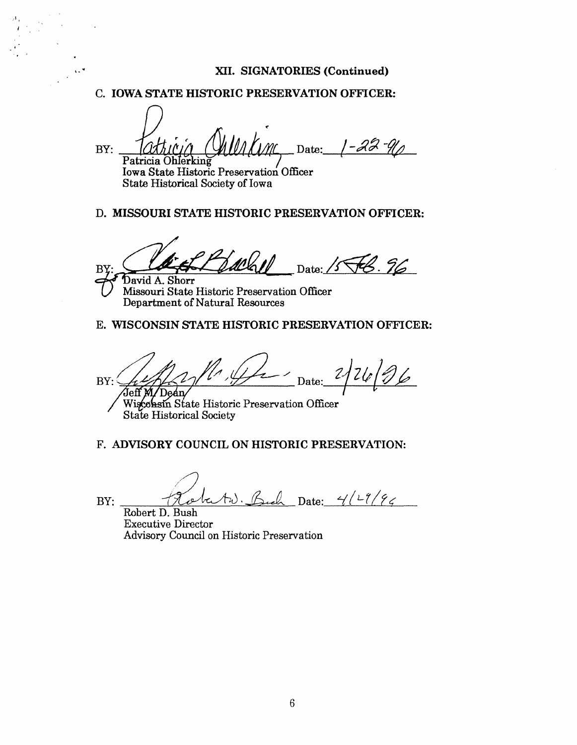## XII. SIGNATORIES (Continued)

### C. IOWA STATE HISTORIC PRESERVATION OFFICER:

BY: Patricia Ohlerking Date: 1-22-96

Patricia Ohlerking
Iowa State Historic Preservation Officer
State Historical Society of Iowa

### D. MISSOURI STATE HISTORIC PRESERVATION OFFICER:

BY: Date: 15 Feb. 96

David A. Shorr
Missouri State Historic Preservation Officer
Department of Natural Resources

### E. WISCONSIN STATE HISTORIC PRESERVATION OFFICER:

BY: Date: 2/26/96

Jeff M. Dean
Wisconsin State Historic Preservation Officer
State Historical Society

### F. ADVISORY COUNCIL ON HISTORIC PRESERVATION:

BY: Robert D. Bush Date: 4/29/96

Robert D. Bush
Executive Director
Advisory Council on Historic Preservation